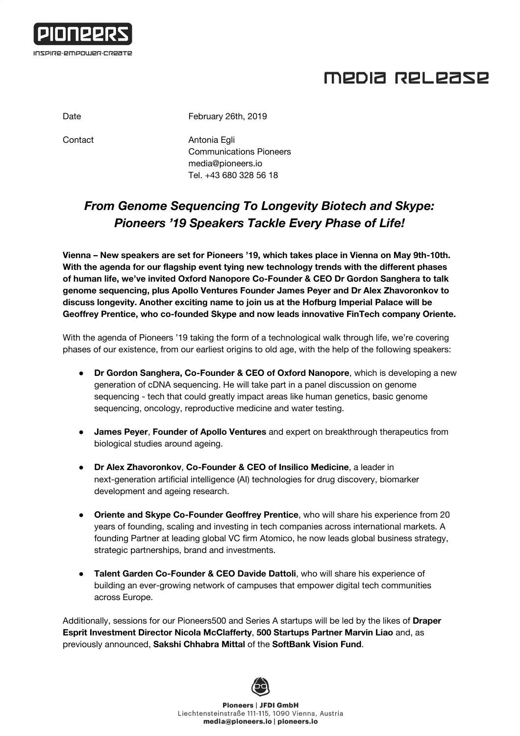# MEDIA RELEASE

| | |
|---|---|
| Date | February 26th, 2019 |
| Contact | Antonia Egli<br>Communications Pioneers<br>media@pioneers.io<br>Tel. +43 680 328 56 18 |

## *From Genome Sequencing To Longevity Biotech and Skype: Pioneers '19 Speakers Tackle Every Phase of Life!*

**Vienna – New speakers are set for Pioneers '19, which takes place in Vienna on May 9th-10th. With the agenda for our flagship event tying new technology trends with the different phases of human life, we've invited Oxford Nanopore Co-Founder & CEO Dr Gordon Sanghera to talk genome sequencing, plus Apollo Ventures Founder James Peyer and Dr Alex Zhavoronkov to discuss longevity. Another exciting name to join us at the Hofburg Imperial Palace will be Geoffrey Prentice, who co-founded Skype and now leads innovative FinTech company Oriente.**

With the agenda of Pioneers '19 taking the form of a technological walk through life, we're covering phases of our existence, from our earliest origins to old age, with the help of the following speakers:

- **Dr Gordon Sanghera, Co-Founder & CEO of Oxford Nanopore**, which is developing a new generation of cDNA sequencing. He will take part in a panel discussion on genome sequencing - tech that could greatly impact areas like human genetics, basic genome sequencing, oncology, reproductive medicine and water testing.
- **James Peyer**, **Founder of Apollo Ventures** and expert on breakthrough therapeutics from biological studies around ageing.
- **Dr Alex Zhavoronkov**, **Co-Founder & CEO of Insilico Medicine**, a leader in next-generation artificial intelligence (AI) technologies for drug discovery, biomarker development and ageing research.
- **Oriente and Skype Co-Founder Geoffrey Prentice**, who will share his experience from 20 years of founding, scaling and investing in tech companies across international markets. A founding Partner at leading global VC firm Atomico, he now leads global business strategy, strategic partnerships, brand and investments.
- **Talent Garden Co-Founder & CEO Davide Dattoli**, who will share his experience of building an ever-growing network of campuses that empower digital tech communities across Europe.

Additionally, sessions for our Pioneers500 and Series A startups will be led by the likes of **Draper Esprit Investment Director Nicola McClafferty**, **500 Startups Partner Marvin Liao** and, as previously announced, **Sakshi Chhabra Mittal** of the **SoftBank Vision Fund**.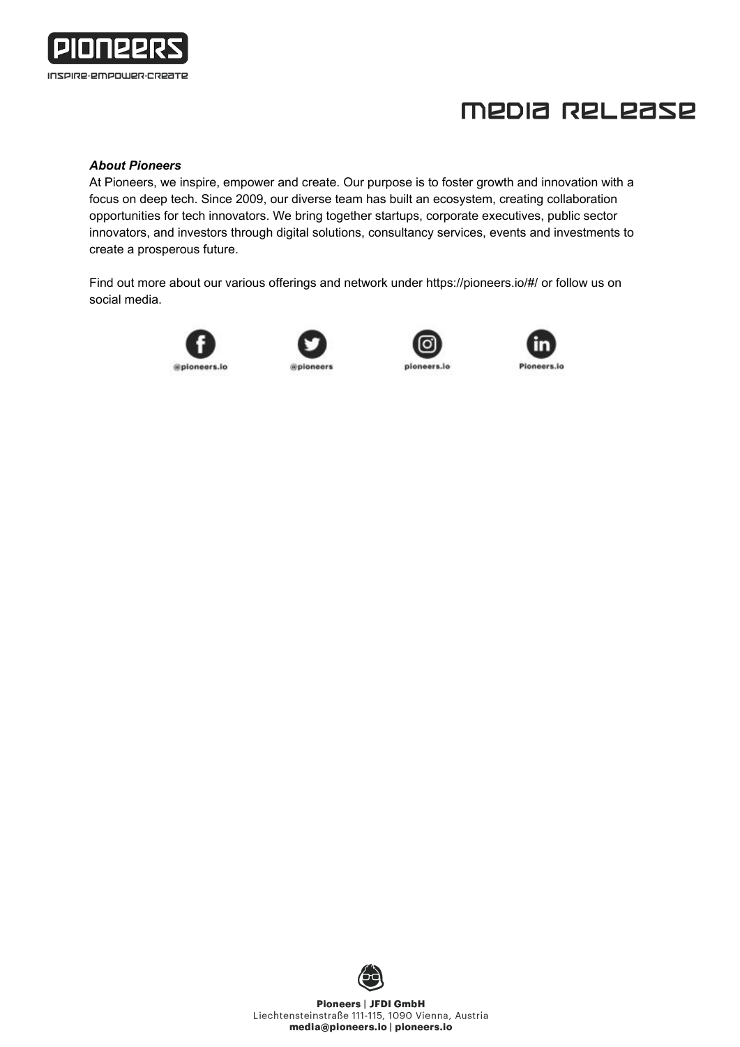*About Pioneers*

At Pioneers, we inspire, empower and create. Our purpose is to foster growth and innovation with a focus on deep tech. Since 2009, our diverse team has built an ecosystem, creating collaboration opportunities for tech innovators. We bring together startups, corporate executives, public sector innovators, and investors through digital solutions, consultancy services, events and investments to create a prosperous future.

Find out more about our various offerings and network under https://pioneers.io/#/ or follow us on social media.

@pioneers.io @pioneers pioneers.io Pioneers.io

**Pioneers | JFDI GmbH**
Liechtensteinstraße 111-115, 1090 Vienna, Austria
**media@pioneers.io | pioneers.io**